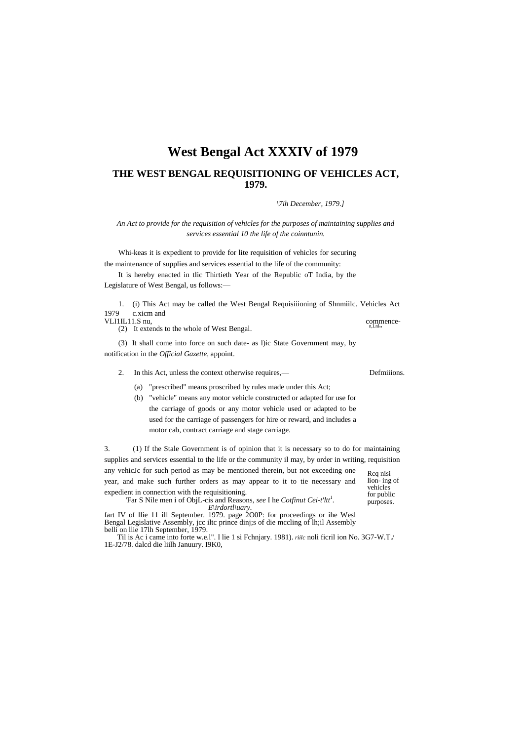# West Bengal Act XXXIV of 1979

## THE WEST BENGAL REQUISITIONING OF VEHICLES ACT, 1979.

*\7ih December, 1979.]*

*An Act to provide for the requisition of vehicles for the purposes of maintaining supplies and services essential 10 the life of the coinntunin.*

Whi-keas it is expedient to provide for lite requisition of vehicles for securing the maintenance of supplies and services essential to the life of the community:

It is hereby enacted in tlic Thirtieth Year of the Republic oT India, by the Legislature of West Bengal, us follows:—

1. (i) This Act may be called the West Bengal Requisiiioning of Shnmiilc. Vehicles Act 1979 c.xicm and VLI1IL11.S nu, commence-n,Lnl,,

(2) It extends to the whole of West Bengal.

(3) It shall come into force on such date- as l)ic State Government may, by notification in the *Official Gazette,* appoint.

2. In this Act, unless the context otherwise requires,— Defmiiions.

(a) "prescribed" means proscribed by rules made under this Act;

(b) "vehicle" means any motor vehicle constructed or adapted for use for the carriage of goods or any motor vehicle used or adapted to be used for the carriage of passengers for hire or reward, and includes a motor cab, contract carriage and stage carriage.

3. (1) If the Stale Government is of opinion that it is necessary so to do for maintaining supplies and services essential to the life or the community il may, by order in writing, requisition any vehicJc for such period as may be mentioned therein, but not exceeding one year, and make such further orders as may appear to it to tie necessary and expedient in connection with the requisitioning.

Rcq nisi lion- ing of vehicles for public purposes.

'Far S Nile men i of ObjL-cis and Reasons, *see* I he *Cotfinut Cei-t'ltt*[1]. *E\irdortl\uary.* fart IV of llie 11 ill September. 1979. page 2O0P: for proceedings or ihe Wesl Bengal Legislative Assembly, jcc iltc prince dinj;s of die mccling of lh;il Assembly belli on llie 17lh September, 1979.

Til is Ac i came into forte w.e.l". I lie 1 si Fchnjary. 1981). riilc noli ficril ion No. 3G7-W.T./ 1E-J2/78. dalcd die liilh Januury. I9K0,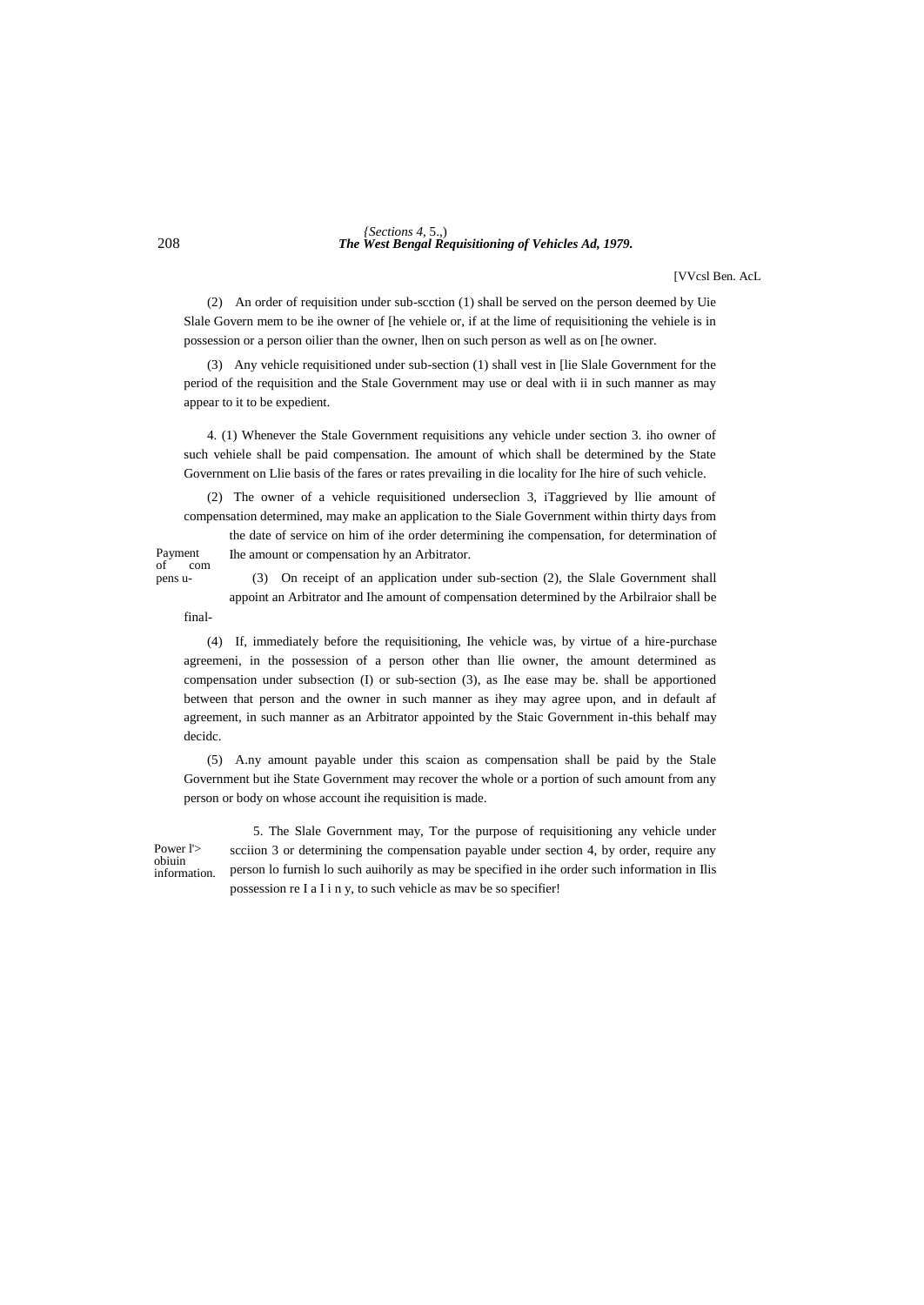(2) An order of requisition under sub-scction (1) shall be served on the person deemed by Uie Slale Govern mem to be ihe owner of [he vehiele or, if at the lime of requisitioning the vehiele is in possession or a person oilier than the owner, lhen on such person as well as on [he owner.

(3) Any vehicle requisitioned under sub-section (1) shall vest in [lie Slale Government for the period of the requisition and the Stale Government may use or deal with ii in such manner as may appear to it to be expedient.

Payment of compens u-

4. (1) Whenever the Stale Government requisitions any vehicle under section 3. iho owner of such vehiele shall be paid compensation. Ihe amount of which shall be determined by the State Government on Llie basis of the fares or rates prevailing in die locality for Ihe hire of such vehicle.

(2) The owner of a vehicle requisitioned underseclion 3, iTaggrieved by llie amount of compensation determined, may make an application to the Siale Government within thirty days from the date of service on him of ihe order determining ihe compensation, for determination of Ihe amount or compensation hy an Arbitrator.

(3) On receipt of an application under sub-section (2), the Slale Government shall appoint an Arbitrator and Ihe amount of compensation determined by the Arbilraior shall be final-

(4) If, immediately before the requisitioning, Ihe vehicle was, by virtue of a hire-purchase agreemeni, in the possession of a person other than llie owner, the amount determined as compensation under subsection (I) or sub-section (3), as Ihe ease may be. shall be apportioned between that person and the owner in such manner as ihey may agree upon, and in default af agreement, in such manner as an Arbitrator appointed by the Staic Government in-this behalf may decidc.

(5) A.ny amount payable under this scaion as compensation shall be paid by the Stale Government but ihe State Government may recover the whole or a portion of such amount from any person or body on whose account ihe requisition is made.

Power l'> obiuin information.

5. The Slale Government may, Tor the purpose of requisitioning any vehicle under scciion 3 or determining the compensation payable under section 4, by order, require any person lo furnish lo such auihorily as may be specified in ihe order such information in Ilis possession re I a I i n y, to such vehicle as mav be so specifier!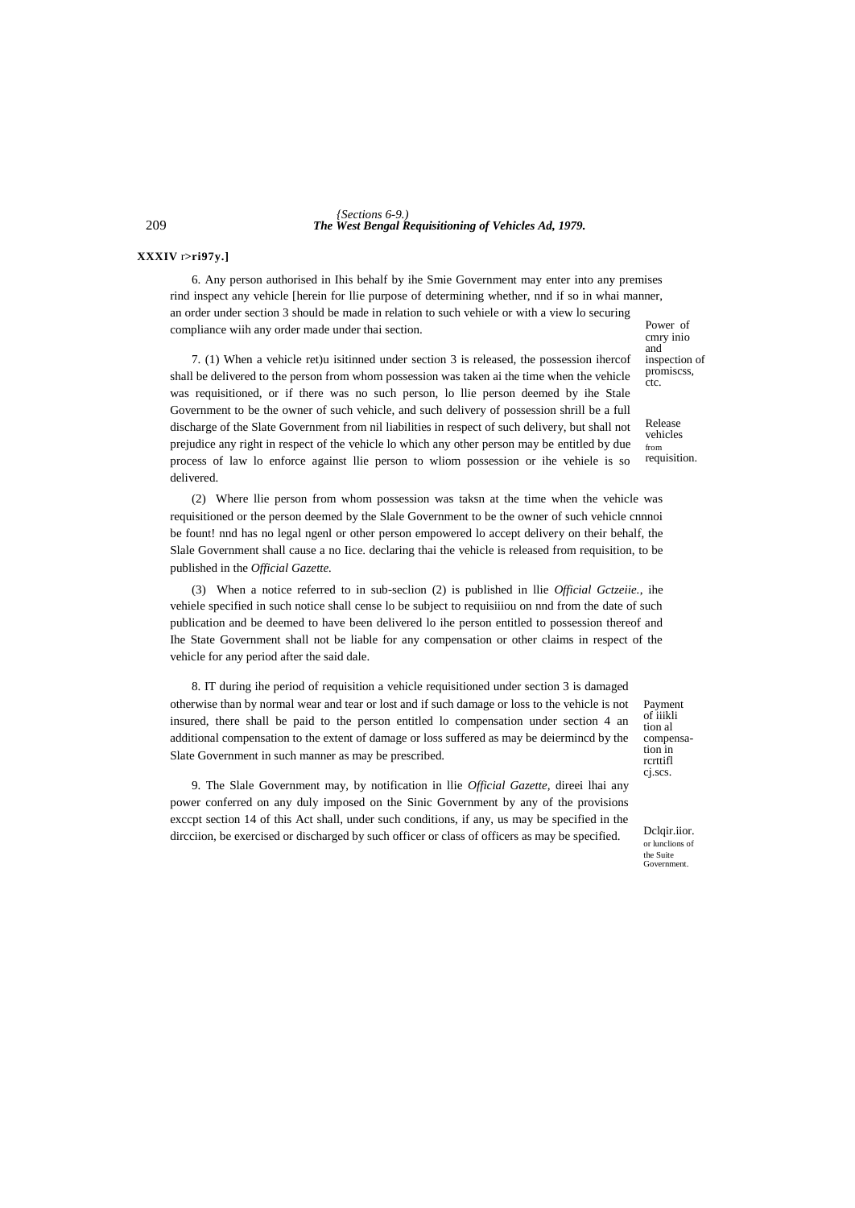6. Any person authorised in Ihis behalf by ihe Smie Government may enter into any premises rind inspect any vehicle [herein for llie purpose of determining whether, nnd if so in whai manner, an order under section 3 should be made in relation to such vehiele or with a view lo securing compliance wiih any order made under thai section.

Power of cmry inio and inspection of promiscss, ctc.

7. (1) When a vehicle ret)u isitinned under section 3 is released, the possession ihercof shall be delivered to the person from whom possession was taken ai the time when the vehicle was requisitioned, or if there was no such person, lo llie person deemed by ihe Stale Government to be the owner of such vehicle, and such delivery of possession shrill be a full discharge of the Slate Government from nil liabilities in respect of such delivery, but shall not prejudice any right in respect of the vehicle lo which any other person may be entitled by due process of law lo enforce against llie person to wliom possession or ihe vehiele is so delivered.

Release vehicles from requisition.

(2) Where llie person from whom possession was taksn at the time when the vehicle was requisitioned or the person deemed by the Slale Government to be the owner of such vehicle cnnnoi be fount! nnd has no legal ngenl or other person empowered lo accept delivery on their behalf, the Slale Government shall cause a no Iice. declaring thai the vehicle is released from requisition, to be published in the *Official Gazette.*

(3) When a notice referred to in sub-seclion (2) is published in llie *Official Gctzeiie.*, ihe vehiele specified in such notice shall cense lo be subject to requisiiiou on nnd from the date of such publication and be deemed to have been delivered lo ihe person entitled to possession thereof and Ihe State Government shall not be liable for any compensation or other claims in respect of the vehicle for any period after the said dale.

8. IT during ihe period of requisition a vehicle requisitioned under section 3 is damaged otherwise than by normal wear and tear or lost and if such damage or loss to the vehicle is not insured, there shall be paid to the person entitled lo compensation under section 4 an additional compensation to the extent of damage or loss suffered as may be deiermincd by the Slate Government in such manner as may be prescribed.

Payment of iiikli tion al compensa-tion in rcrttifl cj.scs.

9. The Slale Government may, by notification in llie *Official Gazette,* direei lhai any power conferred on any duly imposed on the Sinic Government by any of the provisions exccpt section 14 of this Act shall, under such conditions, if any, us may be specified in the dircciion, be exercised or discharged by such officer or class of officers as may be specified.

Dclqir.iior. or lunclions of the Suite Government.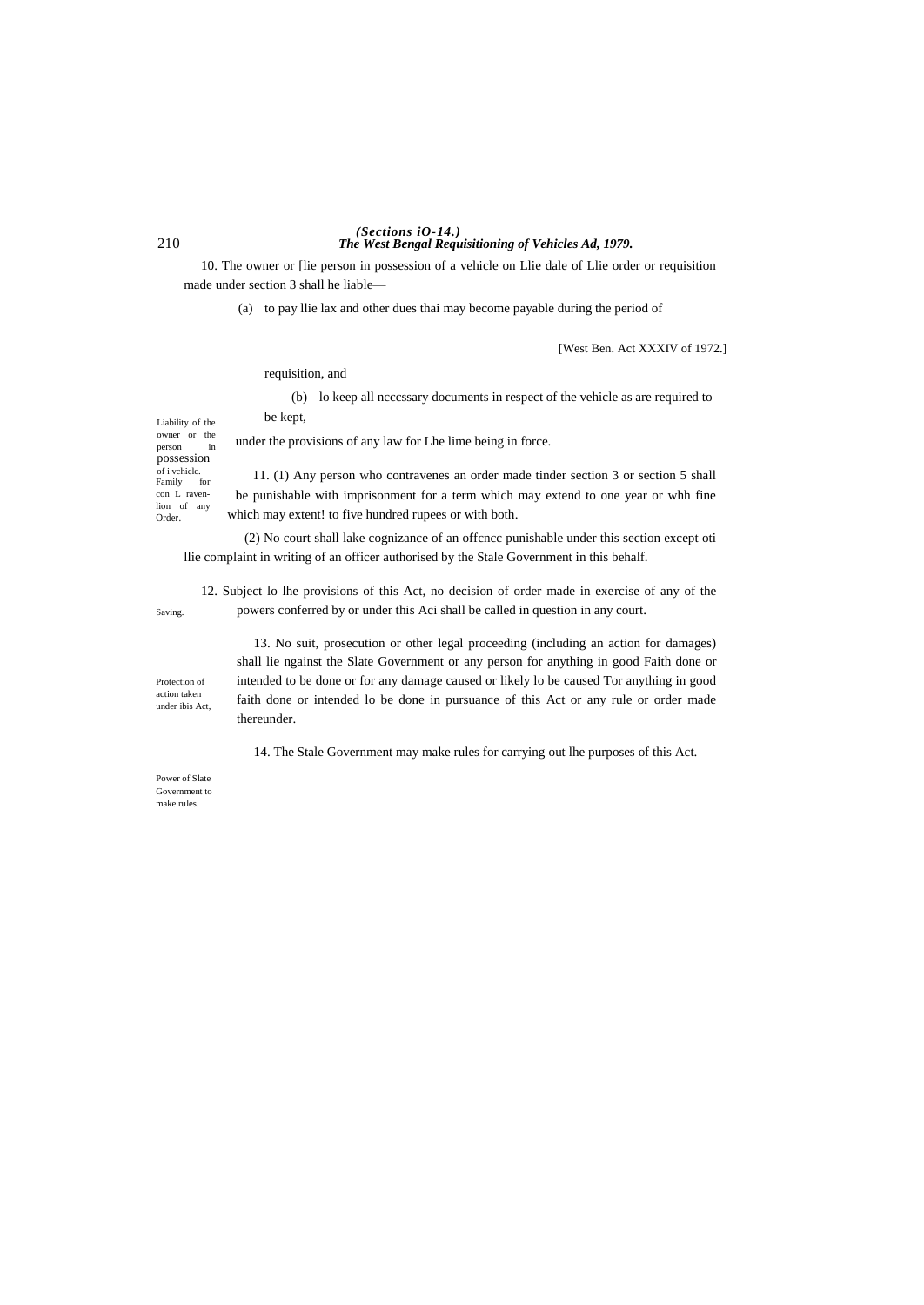10. The owner or [lie person in possession of a vehicle on Llie dale of Llie order or requisition made under section 3 shall he liable—

(a) to pay llie lax and other dues thai may become payable during the period of requisition, and

[West Ben. Act XXXIV of 1972.]

(b) lo keep all ncccssary documents in respect of the vehicle as are required to be kept, under the provisions of any law for Lhe lime being in force.

Liability of the owner or the person in possession of i vchiclc.

Family for con L raven-lion of any Order.

11. (1) Any person who contravenes an order made tinder section 3 or section 5 shall be punishable with imprisonment for a term which may extend to one year or whh fine which may extent! to five hundred rupees or with both.

(2) No court shall lake cognizance of an offcncc punishable under this section except oti llie complaint in writing of an officer authorised by the Stale Government in this behalf.

Saving.

12. Subject lo lhe provisions of this Act, no decision of order made in exercise of any of the powers conferred by or under this Aci shall be called in question in any court.

Protection of action taken under ibis Act,

13. No suit, prosecution or other legal proceeding (including an action for damages) shall lie ngainst the Slate Government or any person for anything in good Faith done or intended to be done or for any damage caused or likely lo be caused Tor anything in good faith done or intended lo be done in pursuance of this Act or any rule or order made thereunder.

Power of Slate Government to make rules.

14. The Stale Government may make rules for carrying out lhe purposes of this Act.